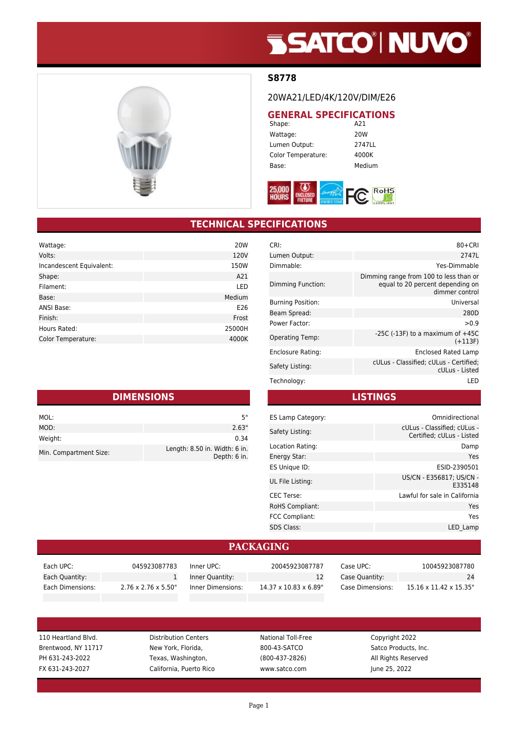# S8778

20WA21/LED/4K/120V/DIM/E26

## GENERAL SPECIFICATIONS

| | |
|---|---|
| Shape: | A21 |
| Wattage: | 20W |
| Lumen Output: | 2747LL |
| Color Temperature: | 4000K |
| Base: | Medium |

## TECHNICAL SPECIFICATIONS

| | |
|---|---|
| Wattage: | 20W |
| Volts: | 120V |
| Incandescent Equivalent: | 150W |
| Shape: | A21 |
| Filament: | LED |
| Base: | Medium |
| ANSI Base: | E26 |
| Finish: | Frost |
| Hours Rated: | 25000H |
| Color Temperature: | 4000K |

| | |
|---|---|
| CRI: | 80+CRI |
| Lumen Output: | 2747L |
| Dimmable: | Yes-Dimmable |
| Dimming Function: | Dimming range from 100 to less than or equal to 20 percent depending on dimmer control |
| Burning Position: | Universal |
| Beam Spread: | 280D |
| Power Factor: | >0.9 |
| Operating Temp: | -25C (-13F) to a maximum of +45C (+113F) |
| Enclosure Rating: | Enclosed Rated Lamp |
| Safety Listing: | cULus - Classified; cULus - Certified; cULus - Listed |
| Technology: | LED |

## DIMENSIONS

| | |
|---|---|
| MOL: | 5" |
| MOD: | 2.63" |
| Weight: | 0.34 |
| Min. Compartment Size: | Length: 8.50 in. Width: 6 in. Depth: 6 in. |

## LISTINGS

| | |
|---|---|
| ES Lamp Category: | Omnidirectional |
| Safety Listing: | cULus - Classified; cULus - Certified; cULus - Listed |
| Location Rating: | Damp |
| Energy Star: | Yes |
| ES Unique ID: | ESID-2390501 |
| UL File Listing: | US/CN - E356817; US/CN - E335148 |
| CEC Terse: | Lawful for sale in California |
| RoHS Compliant: | Yes |
| FCC Compliant: | Yes |
| SDS Class: | LED_Lamp |

## PACKAGING

| | | | | | |
|---|---|---|---|---|---|
| Each UPC: | 045923087783 | Inner UPC: | 20045923087787 | Case UPC: | 10045923087780 |
| Each Quantity: | 1 | Inner Quantity: | 12 | Case Quantity: | 24 |
| Each Dimensions: | 2.76 x 2.76 x 5.50" | Inner Dimensions: | 14.37 x 10.83 x 6.89" | Case Dimensions: | 15.16 x 11.42 x 15.35" |

110 Heartland Blvd.
Brentwood, NY 11717
PH 631-243-2022
FX 631-243-2027

Distribution Centers
New York, Florida,
Texas, Washington,
California, Puerto Rico

National Toll-Free
800-43-SATCO
(800-437-2826)
www.satco.com

Copyright 2022
Satco Products, Inc.
All Rights Reserved
June 25, 2022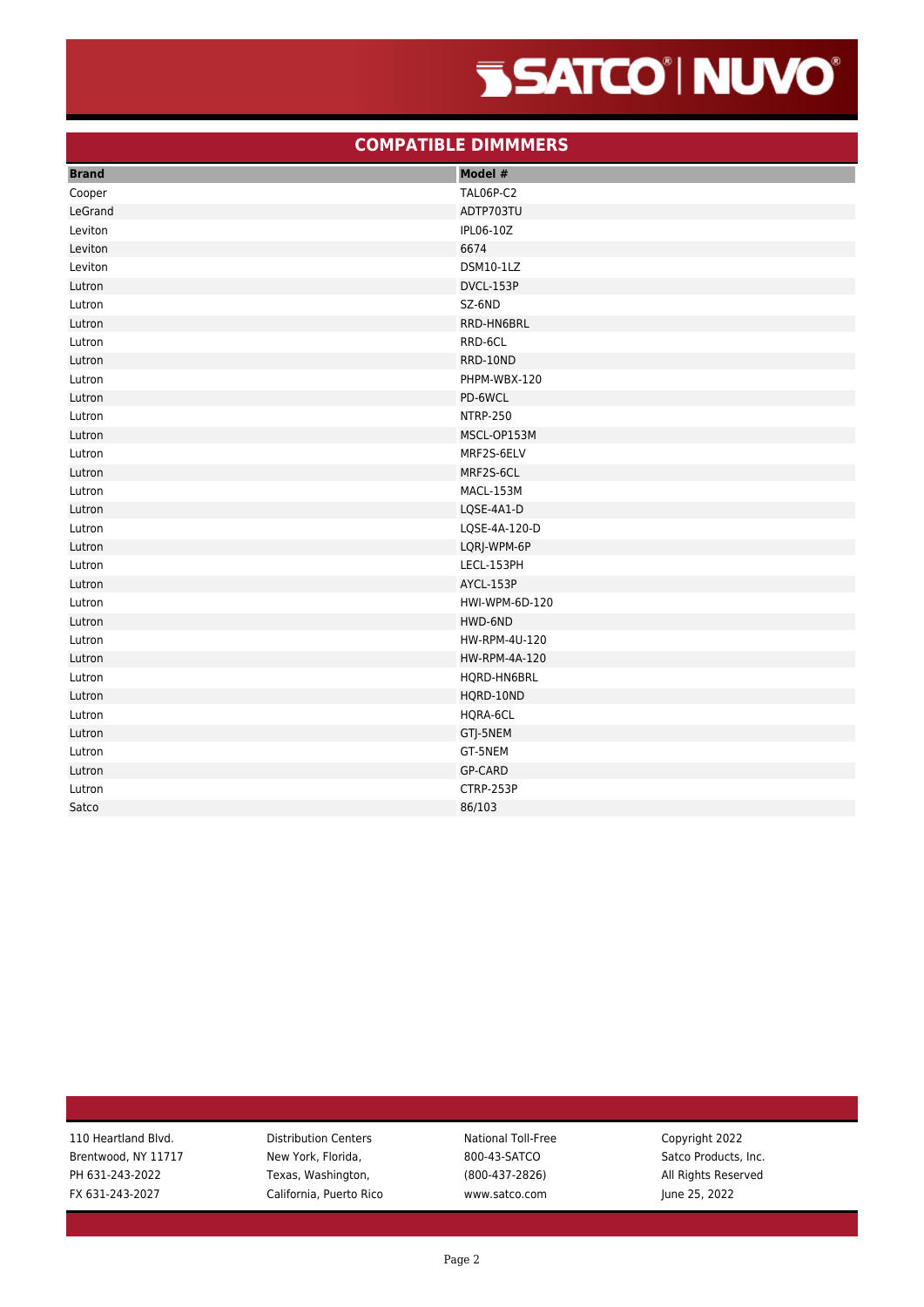## COMPATIBLE DIMMMERS

| Brand | Model # |
|---|---|
| Cooper | TAL06P-C2 |
| LeGrand | ADTP703TU |
| Leviton | IPL06-10Z |
| Leviton | 6674 |
| Leviton | DSM10-1LZ |
| Lutron | DVCL-153P |
| Lutron | SZ-6ND |
| Lutron | RRD-HN6BRL |
| Lutron | RRD-6CL |
| Lutron | RRD-10ND |
| Lutron | PHPM-WBX-120 |
| Lutron | PD-6WCL |
| Lutron | NTRP-250 |
| Lutron | MSCL-OP153M |
| Lutron | MRF2S-6ELV |
| Lutron | MRF2S-6CL |
| Lutron | MACL-153M |
| Lutron | LQSE-4A1-D |
| Lutron | LQSE-4A-120-D |
| Lutron | LQRJ-WPM-6P |
| Lutron | LECL-153PH |
| Lutron | AYCL-153P |
| Lutron | HWI-WPM-6D-120 |
| Lutron | HWD-6ND |
| Lutron | HW-RPM-4U-120 |
| Lutron | HW-RPM-4A-120 |
| Lutron | HQRD-HN6BRL |
| Lutron | HQRD-10ND |
| Lutron | HQRA-6CL |
| Lutron | GTJ-5NEM |
| Lutron | GT-5NEM |
| Lutron | GP-CARD |
| Lutron | CTRP-253P |
| Satco | 86/103 |

110 Heartland Blvd.
Brentwood, NY 11717
PH 631-243-2022
FX 631-243-2027

Distribution Centers
New York, Florida,
Texas, Washington,
California, Puerto Rico

National Toll-Free
800-43-SATCO
(800-437-2826)
www.satco.com

Copyright 2022
Satco Products, Inc.
All Rights Reserved
June 25, 2022